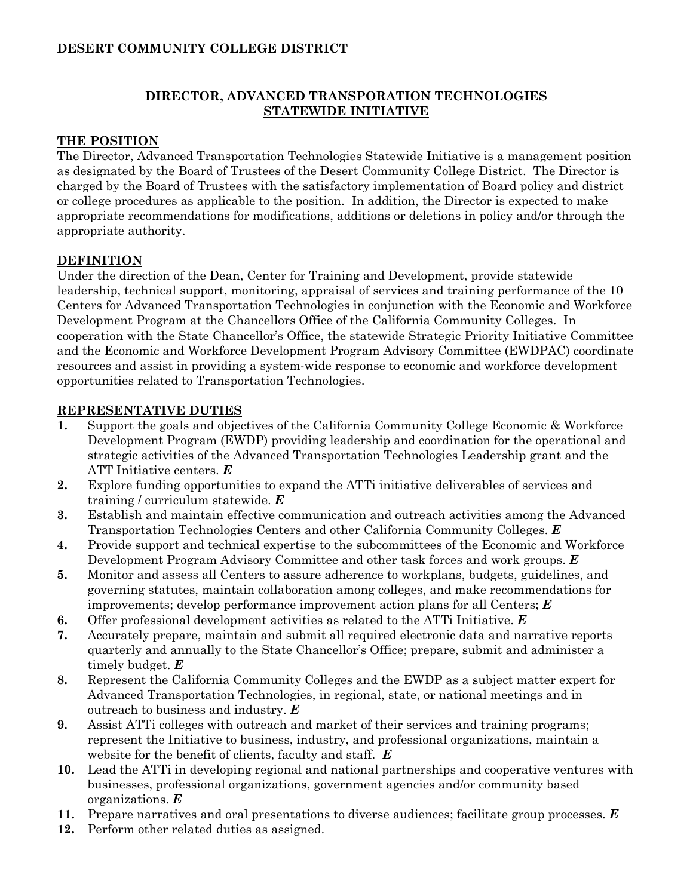**DESERT COMMUNITY COLLEGE DISTRICT**

## DIRECTOR, ADVANCED TRANSPORATION TECHNOLOGIES STATEWIDE INITIATIVE

### THE POSITION

The Director, Advanced Transportation Technologies Statewide Initiative is a management position as designated by the Board of Trustees of the Desert Community College District. The Director is charged by the Board of Trustees with the satisfactory implementation of Board policy and district or college procedures as applicable to the position. In addition, the Director is expected to make appropriate recommendations for modifications, additions or deletions in policy and/or through the appropriate authority.

### DEFINITION

Under the direction of the Dean, Center for Training and Development, provide statewide leadership, technical support, monitoring, appraisal of services and training performance of the 10 Centers for Advanced Transportation Technologies in conjunction with the Economic and Workforce Development Program at the Chancellors Office of the California Community Colleges. In cooperation with the State Chancellor's Office, the statewide Strategic Priority Initiative Committee and the Economic and Workforce Development Program Advisory Committee (EWDPAC) coordinate resources and assist in providing a system-wide response to economic and workforce development opportunities related to Transportation Technologies.

### REPRESENTATIVE DUTIES

1. Support the goals and objectives of the California Community College Economic & Workforce Development Program (EWDP) providing leadership and coordination for the operational and strategic activities of the Advanced Transportation Technologies Leadership grant and the ATT Initiative centers. ***E***
2. Explore funding opportunities to expand the ATTi initiative deliverables of services and training / curriculum statewide. ***E***
3. Establish and maintain effective communication and outreach activities among the Advanced Transportation Technologies Centers and other California Community Colleges. ***E***
4. Provide support and technical expertise to the subcommittees of the Economic and Workforce Development Program Advisory Committee and other task forces and work groups. ***E***
5. Monitor and assess all Centers to assure adherence to workplans, budgets, guidelines, and governing statutes, maintain collaboration among colleges, and make recommendations for improvements; develop performance improvement action plans for all Centers; ***E***
6. Offer professional development activities as related to the ATTi Initiative. ***E***
7. Accurately prepare, maintain and submit all required electronic data and narrative reports quarterly and annually to the State Chancellor's Office; prepare, submit and administer a timely budget. ***E***
8. Represent the California Community Colleges and the EWDP as a subject matter expert for Advanced Transportation Technologies, in regional, state, or national meetings and in outreach to business and industry. ***E***
9. Assist ATTi colleges with outreach and market of their services and training programs; represent the Initiative to business, industry, and professional organizations, maintain a website for the benefit of clients, faculty and staff. ***E***
10. Lead the ATTi in developing regional and national partnerships and cooperative ventures with businesses, professional organizations, government agencies and/or community based organizations. ***E***
11. Prepare narratives and oral presentations to diverse audiences; facilitate group processes. ***E***
12. Perform other related duties as assigned.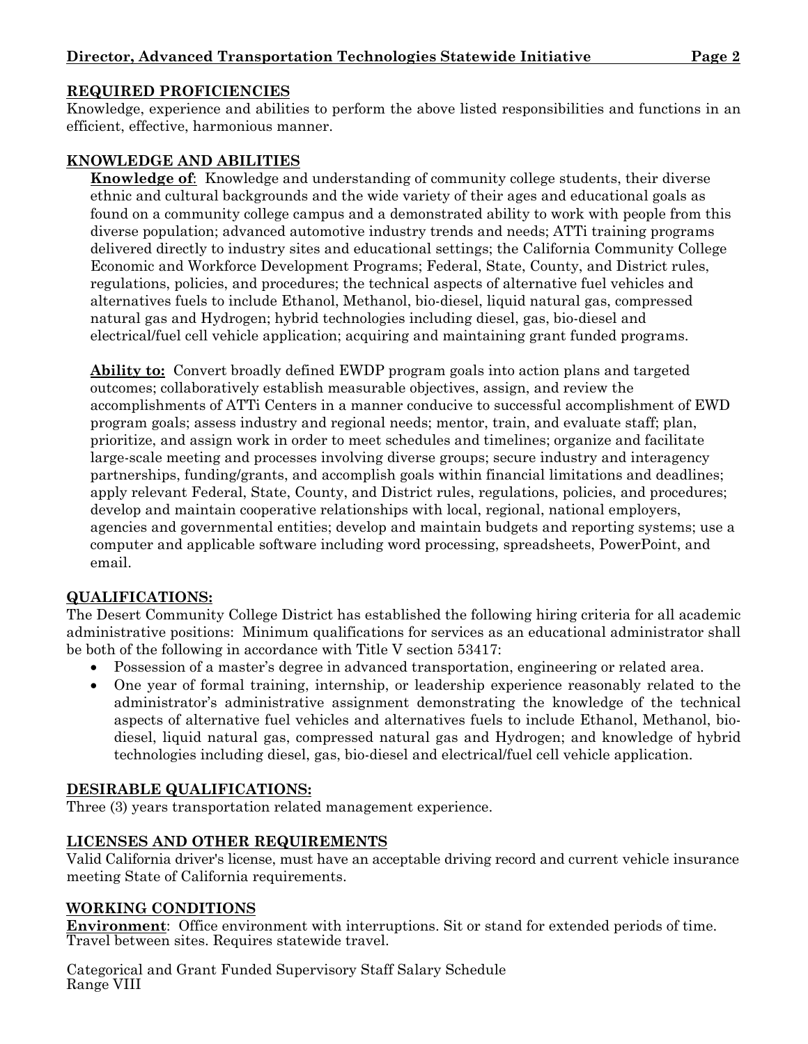## REQUIRED PROFICIENCIES

Knowledge, experience and abilities to perform the above listed responsibilities and functions in an efficient, effective, harmonious manner.

## KNOWLEDGE AND ABILITIES

**Knowledge of**: Knowledge and understanding of community college students, their diverse ethnic and cultural backgrounds and the wide variety of their ages and educational goals as found on a community college campus and a demonstrated ability to work with people from this diverse population; advanced automotive industry trends and needs; ATTi training programs delivered directly to industry sites and educational settings; the California Community College Economic and Workforce Development Programs; Federal, State, County, and District rules, regulations, policies, and procedures; the technical aspects of alternative fuel vehicles and alternatives fuels to include Ethanol, Methanol, bio-diesel, liquid natural gas, compressed natural gas and Hydrogen; hybrid technologies including diesel, gas, bio-diesel and electrical/fuel cell vehicle application; acquiring and maintaining grant funded programs.

**Ability to:** Convert broadly defined EWDP program goals into action plans and targeted outcomes; collaboratively establish measurable objectives, assign, and review the accomplishments of ATTi Centers in a manner conducive to successful accomplishment of EWD program goals; assess industry and regional needs; mentor, train, and evaluate staff; plan, prioritize, and assign work in order to meet schedules and timelines; organize and facilitate large-scale meeting and processes involving diverse groups; secure industry and interagency partnerships, funding/grants, and accomplish goals within financial limitations and deadlines; apply relevant Federal, State, County, and District rules, regulations, policies, and procedures; develop and maintain cooperative relationships with local, regional, national employers, agencies and governmental entities; develop and maintain budgets and reporting systems; use a computer and applicable software including word processing, spreadsheets, PowerPoint, and email.

## QUALIFICATIONS:

The Desert Community College District has established the following hiring criteria for all academic administrative positions: Minimum qualifications for services as an educational administrator shall be both of the following in accordance with Title V section 53417:

- Possession of a master's degree in advanced transportation, engineering or related area.
- One year of formal training, internship, or leadership experience reasonably related to the administrator's administrative assignment demonstrating the knowledge of the technical aspects of alternative fuel vehicles and alternatives fuels to include Ethanol, Methanol, bio-diesel, liquid natural gas, compressed natural gas and Hydrogen; and knowledge of hybrid technologies including diesel, gas, bio-diesel and electrical/fuel cell vehicle application.

## DESIRABLE QUALIFICATIONS:

Three (3) years transportation related management experience.

## LICENSES AND OTHER REQUIREMENTS

Valid California driver's license, must have an acceptable driving record and current vehicle insurance meeting State of California requirements.

## WORKING CONDITIONS

**Environment**: Office environment with interruptions. Sit or stand for extended periods of time. Travel between sites. Requires statewide travel.

Categorical and Grant Funded Supervisory Staff Salary Schedule
Range VIII